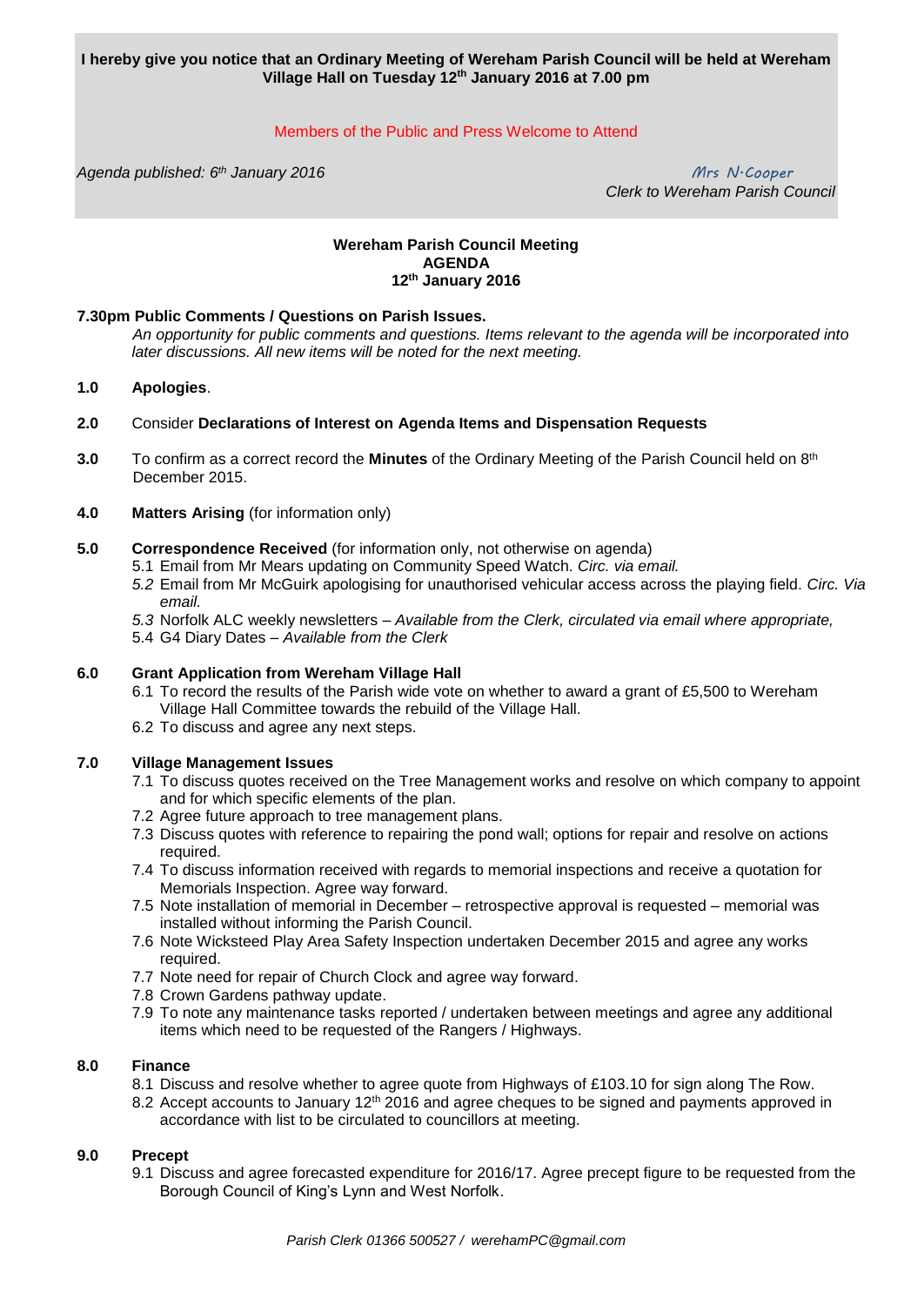**I hereby give you notice that an Ordinary Meeting of Wereham Parish Council will be held at Wereham Village Hall on Tuesday 12th January 2016 at 7.00 pm**

Members of the Public and Press Welcome to Attend

*Agenda published: 6th January 2016*

Mrs N.Cooper
*Clerk to Wereham Parish Council*

## Wereham Parish Council Meeting
## AGENDA
## 12th January 2016

**7.30pm Public Comments / Questions on Parish Issues.**

*An opportunity for public comments and questions. Items relevant to the agenda will be incorporated into later discussions. All new items will be noted for the next meeting.*

**1.0 Apologies**.

**2.0** Consider **Declarations of Interest on Agenda Items and Dispensation Requests**

**3.0** To confirm as a correct record the **Minutes** of the Ordinary Meeting of the Parish Council held on 8th December 2015.

**4.0 Matters Arising** (for information only)

**5.0 Correspondence Received** (for information only, not otherwise on agenda)

- 5.1 Email from Mr Mears updating on Community Speed Watch. *Circ. via email.*
- *5.2* Email from Mr McGuirk apologising for unauthorised vehicular access across the playing field. *Circ. Via email.*
- *5.3* Norfolk ALC weekly newsletters – *Available from the Clerk, circulated via email where appropriate,*
- 5.4 G4 Diary Dates – *Available from the Clerk*

**6.0 Grant Application from Wereham Village Hall**

- 6.1 To record the results of the Parish wide vote on whether to award a grant of £5,500 to Wereham Village Hall Committee towards the rebuild of the Village Hall.
- 6.2 To discuss and agree any next steps.

**7.0 Village Management Issues**

- 7.1 To discuss quotes received on the Tree Management works and resolve on which company to appoint and for which specific elements of the plan.
- 7.2 Agree future approach to tree management plans.
- 7.3 Discuss quotes with reference to repairing the pond wall; options for repair and resolve on actions required.
- 7.4 To discuss information received with regards to memorial inspections and receive a quotation for Memorials Inspection. Agree way forward.
- 7.5 Note installation of memorial in December – retrospective approval is requested – memorial was installed without informing the Parish Council.
- 7.6 Note Wicksteed Play Area Safety Inspection undertaken December 2015 and agree any works required.
- 7.7 Note need for repair of Church Clock and agree way forward.
- 7.8 Crown Gardens pathway update.
- 7.9 To note any maintenance tasks reported / undertaken between meetings and agree any additional items which need to be requested of the Rangers / Highways.

**8.0 Finance**

- 8.1 Discuss and resolve whether to agree quote from Highways of £103.10 for sign along The Row.
- 8.2 Accept accounts to January 12th 2016 and agree cheques to be signed and payments approved in accordance with list to be circulated to councillors at meeting.

**9.0 Precept**

- 9.1 Discuss and agree forecasted expenditure for 2016/17. Agree precept figure to be requested from the Borough Council of King's Lynn and West Norfolk.

*Parish Clerk 01366 500527 / werehamPC@gmail.com*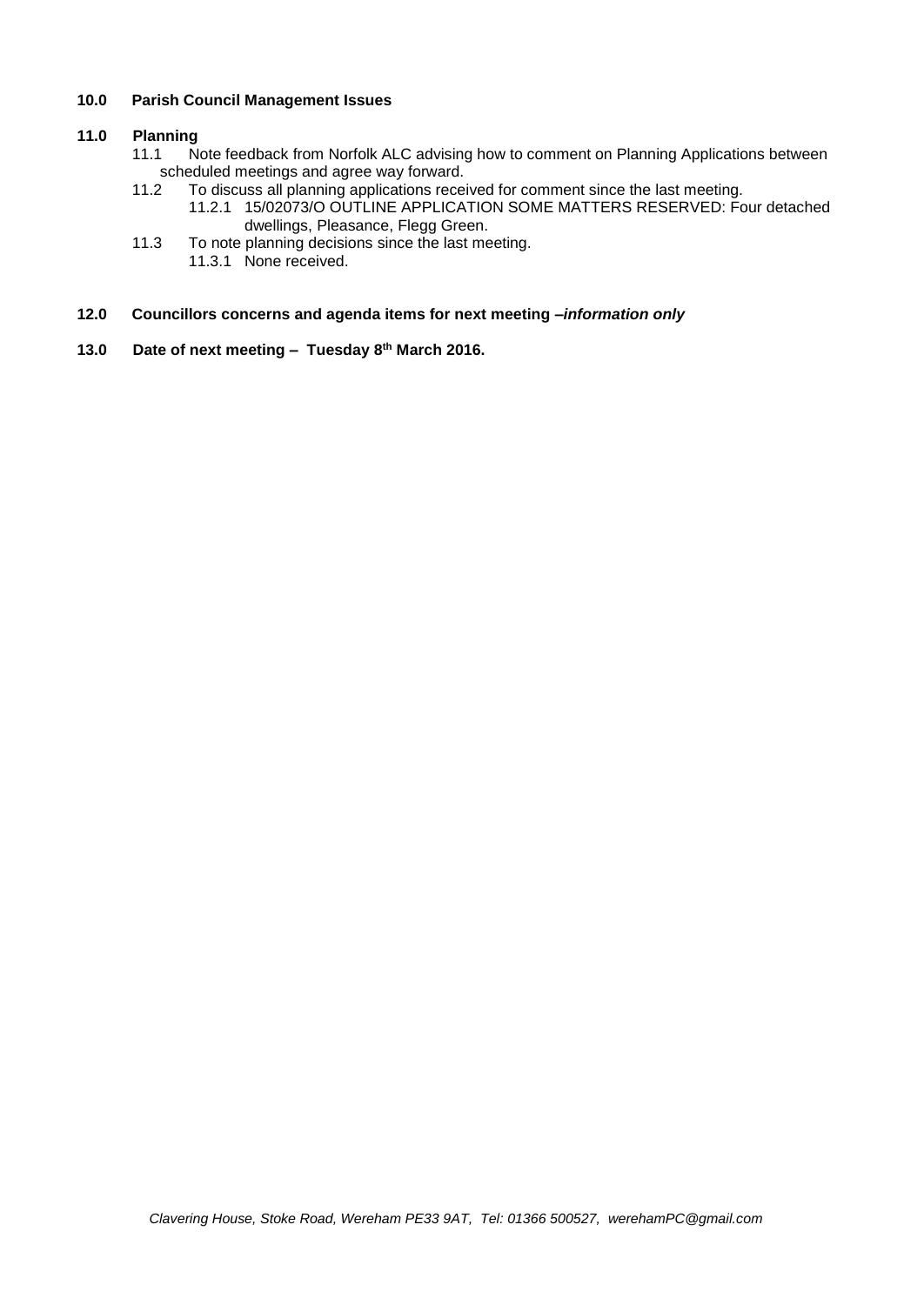**10.0 Parish Council Management Issues**

**11.0 Planning**

- 11.1 Note feedback from Norfolk ALC advising how to comment on Planning Applications between scheduled meetings and agree way forward.
- 11.2 To discuss all planning applications received for comment since the last meeting.
  - 11.2.1 15/02073/O OUTLINE APPLICATION SOME MATTERS RESERVED: Four detached dwellings, Pleasance, Flegg Green.
- 11.3 To note planning decisions since the last meeting.
  - 11.3.1 None received.

**12.0 Councillors concerns and agenda items for next meeting –*information only***

**13.0 Date of next meeting – Tuesday 8th March 2016.**

*Clavering House, Stoke Road, Wereham PE33 9AT, Tel: 01366 500527, werehamPC@gmail.com*